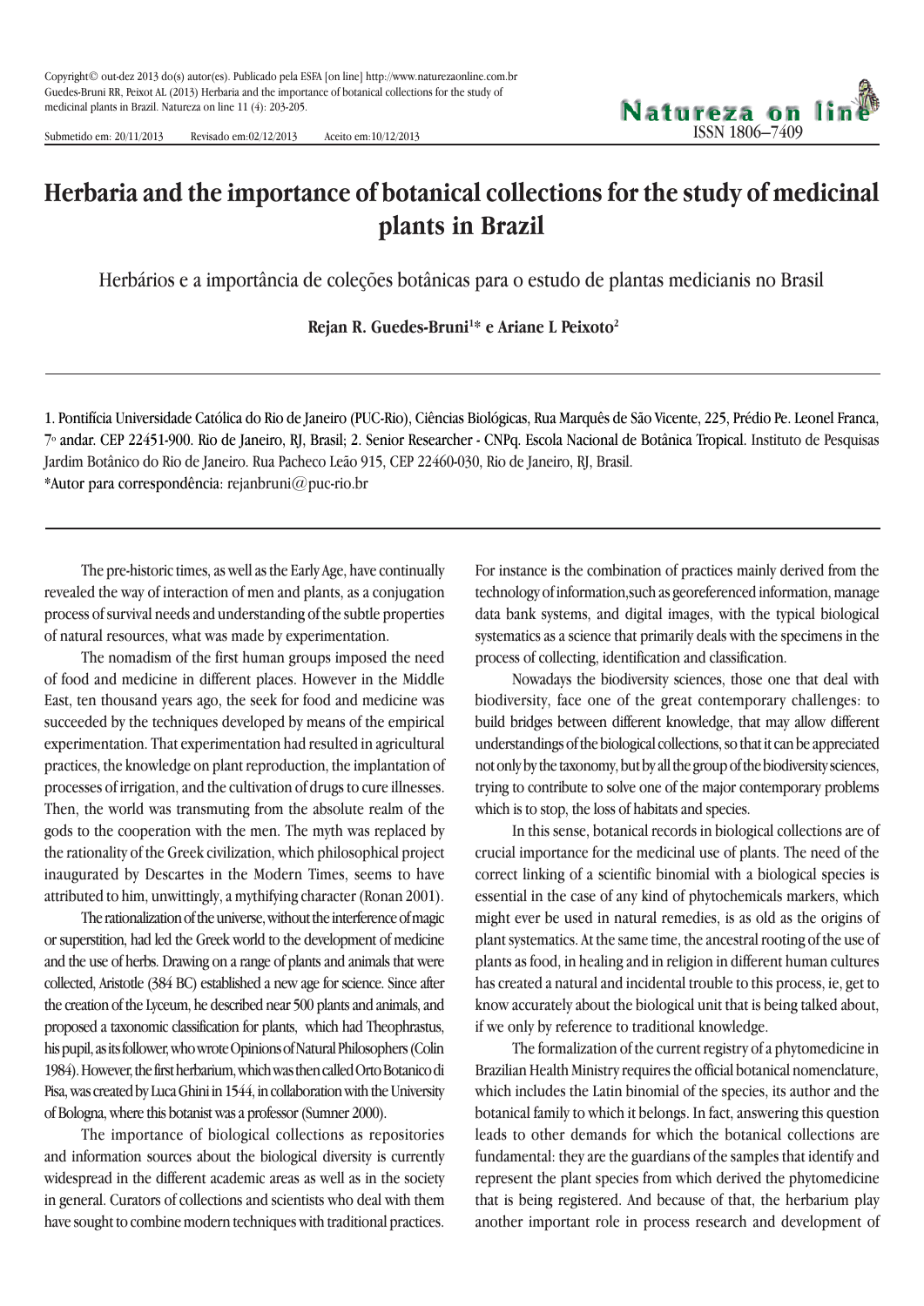Copyright© out-dez 2013 do(s) autor(es). Publicado pela ESFA [on line] http://www.naturezaonline.com.br
Guedes-Bruni RR, Peixot AL (2013) Herbaria and the importance of botanical collections for the study of medicinal plants in Brazil. Natureza on line 11 (4): 203-205.

Submetido em: 20/11/2013 Revisado em:02/12/2013 Aceito em:10/12/2013

# Herbaria and the importance of botanical collections for the study of medicinal plants in Brazil

Herbários e a importância de coleções botânicas para o estudo de plantas medicianis no Brasil

**Rejan R. Guedes-Bruni[1]\* e Ariane L Peixoto[2]**

1. Pontifícia Universidade Católica do Rio de Janeiro (PUC-Rio), Ciências Biológicas, Rua Marquês de São Vicente, 225, Prédio Pe. Leonel Franca, 7º andar. CEP 22451-900. Rio de Janeiro, RJ, Brasil; 2. Senior Researcher - CNPq. Escola Nacional de Botânica Tropical. Instituto de Pesquisas Jardim Botânico do Rio de Janeiro. Rua Pacheco Leão 915, CEP 22460-030, Rio de Janeiro, RJ, Brasil.
*Autor para correspondência: rejanbruni@puc-rio.br

The pre-historic times, as well as the Early Age, have continually revealed the way of interaction of men and plants, as a conjugation process of survival needs and understanding of the subtle properties of natural resources, what was made by experimentation.

The nomadism of the first human groups imposed the need of food and medicine in different places. However in the Middle East, ten thousand years ago, the seek for food and medicine was succeeded by the techniques developed by means of the empirical experimentation. That experimentation had resulted in agricultural practices, the knowledge on plant reproduction, the implantation of processes of irrigation, and the cultivation of drugs to cure illnesses. Then, the world was transmuting from the absolute realm of the gods to the cooperation with the men. The myth was replaced by the rationality of the Greek civilization, which philosophical project inaugurated by Descartes in the Modern Times, seems to have attributed to him, unwittingly, a mythifying character (Ronan 2001).

The rationalization of the universe, without the interference of magic or superstition, had led the Greek world to the development of medicine and the use of herbs. Drawing on a range of plants and animals that were collected, Aristotle (384 BC) established a new age for science. Since after the creation of the Lyceum, he described near 500 plants and animals, and proposed a taxonomic classification for plants, which had Theophrastus, his pupil, as its follower, who wrote Opinions of Natural Philosophers (Colin 1984). However, the first herbarium, which was then called Orto Botanico di Pisa, was created by Luca Ghini in 1544, in collaboration with the University of Bologna, where this botanist was a professor (Sumner 2000).

The importance of biological collections as repositories and information sources about the biological diversity is currently widespread in the different academic areas as well as in the society in general. Curators of collections and scientists who deal with them have sought to combine modern techniques with traditional practices. For instance is the combination of practices mainly derived from the technology of information,such as georeferenced information, manage data bank systems, and digital images, with the typical biological systematics as a science that primarily deals with the specimens in the process of collecting, identification and classification.

Nowadays the biodiversity sciences, those one that deal with biodiversity, face one of the great contemporary challenges: to build bridges between different knowledge, that may allow different understandings of the biological collections, so that it can be appreciated not only by the taxonomy, but by all the group of the biodiversity sciences, trying to contribute to solve one of the major contemporary problems which is to stop, the loss of habitats and species.

In this sense, botanical records in biological collections are of crucial importance for the medicinal use of plants. The need of the correct linking of a scientific binomial with a biological species is essential in the case of any kind of phytochemicals markers, which might ever be used in natural remedies, is as old as the origins of plant systematics. At the same time, the ancestral rooting of the use of plants as food, in healing and in religion in different human cultures has created a natural and incidental trouble to this process, ie, get to know accurately about the biological unit that is being talked about, if we only by reference to traditional knowledge.

The formalization of the current registry of a phytomedicine in Brazilian Health Ministry requires the official botanical nomenclature, which includes the Latin binomial of the species, its author and the botanical family to which it belongs. In fact, answering this question leads to other demands for which the botanical collections are fundamental: they are the guardians of the samples that identify and represent the plant species from which derived the phytomedicine that is being registered. And because of that, the herbarium play another important role in process research and development of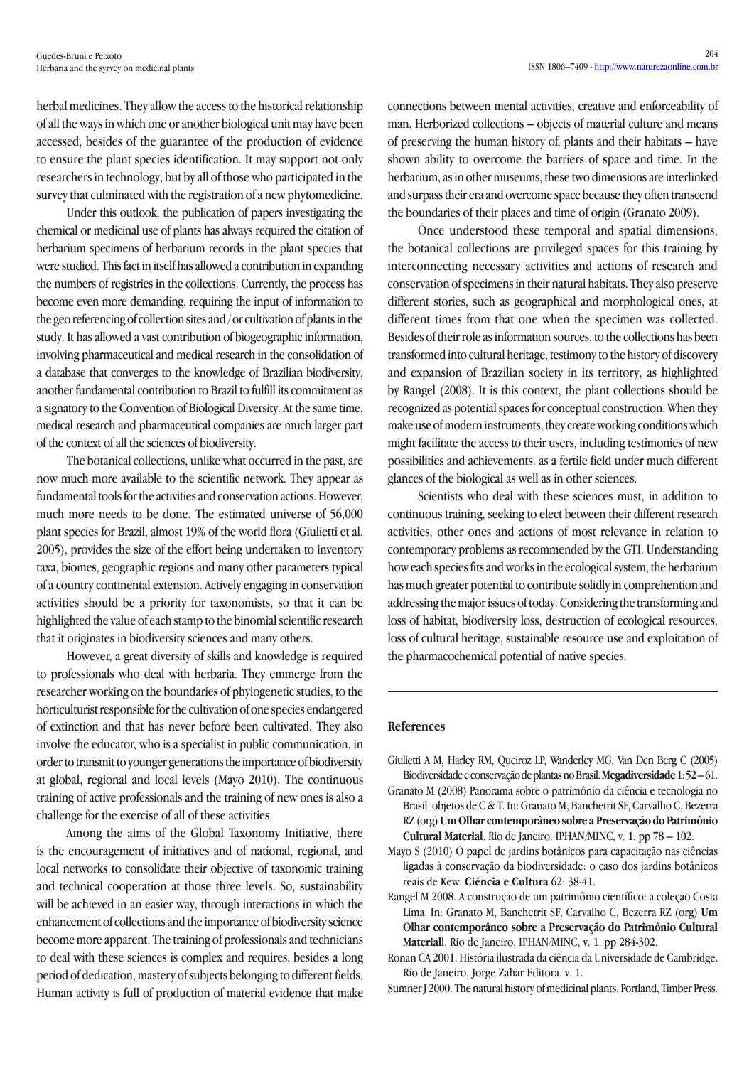herbal medicines. They allow the access to the historical relationship of all the ways in which one or another biological unit may have been accessed, besides of the guarantee of the production of evidence to ensure the plant species identification. It may support not only researchers in technology, but by all of those who participated in the survey that culminated with the registration of a new phytomedicine.

Under this outlook, the publication of papers investigating the chemical or medicinal use of plants has always required the citation of herbarium specimens of herbarium records in the plant species that were studied. This fact in itself has allowed a contribution in expanding the numbers of registries in the collections. Currently, the process has become even more demanding, requiring the input of information to the geo referencing of collection sites and / or cultivation of plants in the study. It has allowed a vast contribution of biogeographic information, involving pharmaceutical and medical research in the consolidation of a database that converges to the knowledge of Brazilian biodiversity, another fundamental contribution to Brazil to fulfill its commitment as a signatory to the Convention of Biological Diversity. At the same time, medical research and pharmaceutical companies are much larger part of the context of all the sciences of biodiversity.

The botanical collections, unlike what occurred in the past, are now much more available to the scientific network. They appear as fundamental tools for the activities and conservation actions. However, much more needs to be done. The estimated universe of 56,000 plant species for Brazil, almost 19% of the world flora (Giulietti et al. 2005), provides the size of the effort being undertaken to inventory taxa, biomes, geographic regions and many other parameters typical of a country continental extension. Actively engaging in conservation activities should be a priority for taxonomists, so that it can be highlighted the value of each stamp to the binomial scientific research that it originates in biodiversity sciences and many others.

However, a great diversity of skills and knowledge is required to professionals who deal with herbaria. They emmerge from the researcher working on the boundaries of phylogenetic studies, to the horticulturist responsible for the cultivation of one species endangered of extinction and that has never before been cultivated. They also involve the educator, who is a specialist in public communication, in order to transmit to younger generations the importance of biodiversity at global, regional and local levels (Mayo 2010). The continuous training of active professionals and the training of new ones is also a challenge for the exercise of all of these activities.

Among the aims of the Global Taxonomy Initiative, there is the encouragement of initiatives and of national, regional, and local networks to consolidate their objective of taxonomic training and technical cooperation at those three levels. So, sustainability will be achieved in an easier way, through interactions in which the enhancement of collections and the importance of biodiversity science become more apparent. The training of professionals and technicians to deal with these sciences is complex and requires, besides a long period of dedication, mastery of subjects belonging to different fields. Human activity is full of production of material evidence that make connections between mental activities, creative and enforceability of man. Herborized collections – objects of material culture and means of preserving the human history of, plants and their habitats – have shown ability to overcome the barriers of space and time. In the herbarium, as in other museums, these two dimensions are interlinked and surpass their era and overcome space because they often transcend the boundaries of their places and time of origin (Granato 2009).

Once understood these temporal and spatial dimensions, the botanical collections are privileged spaces for this training by interconnecting necessary activities and actions of research and conservation of specimens in their natural habitats. They also preserve different stories, such as geographical and morphological ones, at different times from that one when the specimen was collected. Besides of their role as information sources, to the collections has been transformed into cultural heritage, testimony to the history of discovery and expansion of Brazilian society in its territory, as highlighted by Rangel (2008). It is this context, the plant collections should be recognized as potential spaces for conceptual construction. When they make use of modern instruments, they create working conditions which might facilitate the access to their users, including testimonies of new possibilities and achievements. as a fertile field under much different glances of the biological as well as in other sciences.

Scientists who deal with these sciences must, in addition to continuous training, seeking to elect between their different research activities, other ones and actions of most relevance in relation to contemporary problems as recommended by the GTI. Understanding how each species fits and works in the ecological system, the herbarium has much greater potential to contribute solidly in comprehention and addressing the major issues of today. Considering the transforming and loss of habitat, biodiversity loss, destruction of ecological resources, loss of cultural heritage, sustainable resource use and exploitation of the pharmacochemical potential of native species.

## References

Giulietti A M, Harley RM, Queiroz LP, Wanderley MG, Van Den Berg C (2005) Biodiversidade e conservação de plantas no Brasil. **Megadiversidade** 1: 52 – 61.

Granato M (2008) Panorama sobre o patrimônio da ciência e tecnologia no Brasil: objetos de C & T. In: Granato M, Banchetrit SF, Carvalho C, Bezerra RZ (org) **Um Olhar contemporâneo sobre a Preservação do Patrimônio Cultural Material**. Rio de Janeiro: IPHAN/MINC, v. 1. pp 78 – 102.

Mayo S (2010) O papel de jardins botânicos para capacitação nas ciências ligadas à conservação da biodiversidade: o caso dos jardins botânicos reais de Kew. **Ciência e Cultura** 62: 38-41.

Rangel M 2008. A construção de um patrimônio científico: a coleção Costa Lima. In: Granato M, Banchetrit SF, Carvalho C, Bezerra RZ (org) **Um Olhar contemporâneo sobre a Preservação do Patrimônio Cultural Materiall**. Rio de Janeiro, IPHAN/MINC, v. 1. pp 284-302.

Ronan CA 2001. História ilustrada da ciência da Universidade de Cambridge. Rio de Janeiro, Jorge Zahar Editora. v. 1.

Sumner J 2000. The natural history of medicinal plants. Portland, Timber Press.